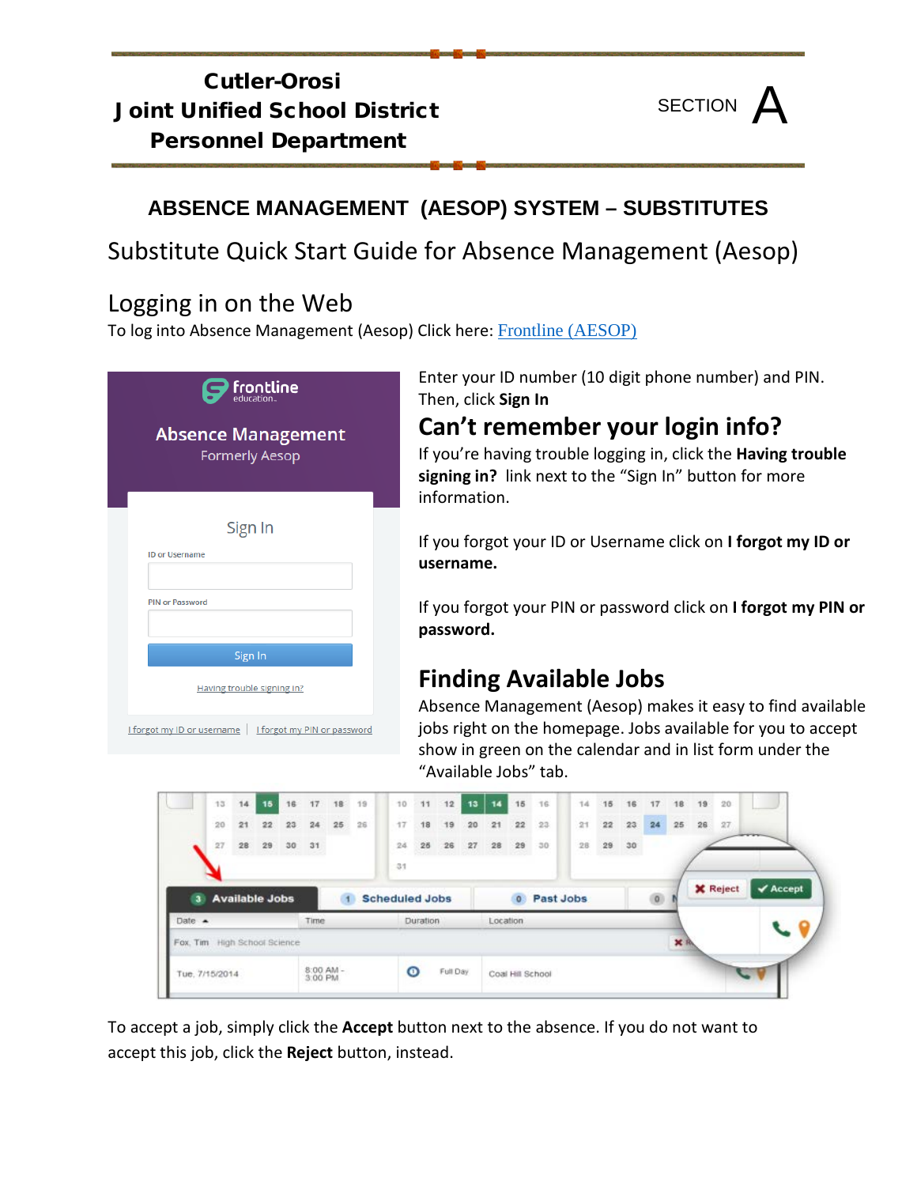**Cutler-Orosi**
**Joint Unified School District**
**Personnel Department**

SECTION A

## ABSENCE MANAGEMENT (AESOP) SYSTEM – SUBSTITUTES

# Substitute Quick Start Guide for Absence Management (Aesop)

## Logging in on the Web

To log into Absence Management (Aesop) Click here: [Frontline (AESOP)]()

Enter your ID number (10 digit phone number) and PIN. Then, click **Sign In**

## Can't remember your login info?

If you're having trouble logging in, click the **Having trouble signing in?** link next to the "Sign In" button for more information.

If you forgot your ID or Username click on **I forgot my ID or username.**

If you forgot your PIN or password click on **I forgot my PIN or password.**

## Finding Available Jobs

Absence Management (Aesop) makes it easy to find available jobs right on the homepage. Jobs available for you to accept show in green on the calendar and in list form under the "Available Jobs" tab.

To accept a job, simply click the **Accept** button next to the absence. If you do not want to accept this job, click the **Reject** button, instead.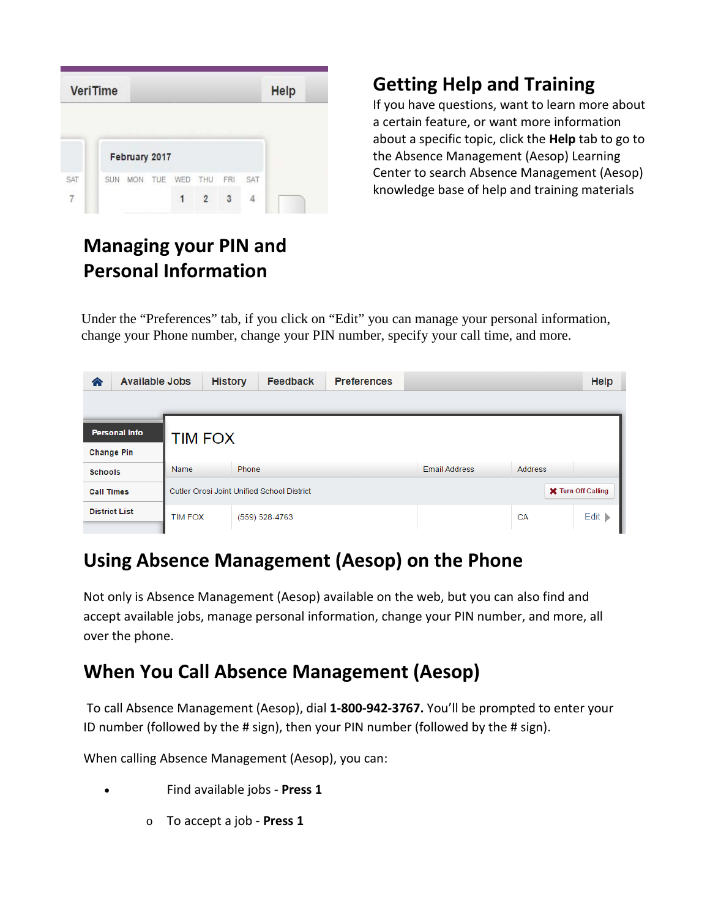## Getting Help and Training

If you have questions, want to learn more about a certain feature, or want more information about a specific topic, click the **Help** tab to go to the Absence Management (Aesop) Learning Center to search Absence Management (Aesop) knowledge base of help and training materials

## Managing your PIN and Personal Information

Under the "Preferences" tab, if you click on "Edit" you can manage your personal information, change your Phone number, change your PIN number, specify your call time, and more.

## Using Absence Management (Aesop) on the Phone

Not only is Absence Management (Aesop) available on the web, but you can also find and accept available jobs, manage personal information, change your PIN number, and more, all over the phone.

## When You Call Absence Management (Aesop)

To call Absence Management (Aesop), dial **1-800-942-3767.** You'll be prompted to enter your ID number (followed by the # sign), then your PIN number (followed by the # sign).

When calling Absence Management (Aesop), you can:

- Find available jobs - **Press 1**
    - To accept a job - **Press 1**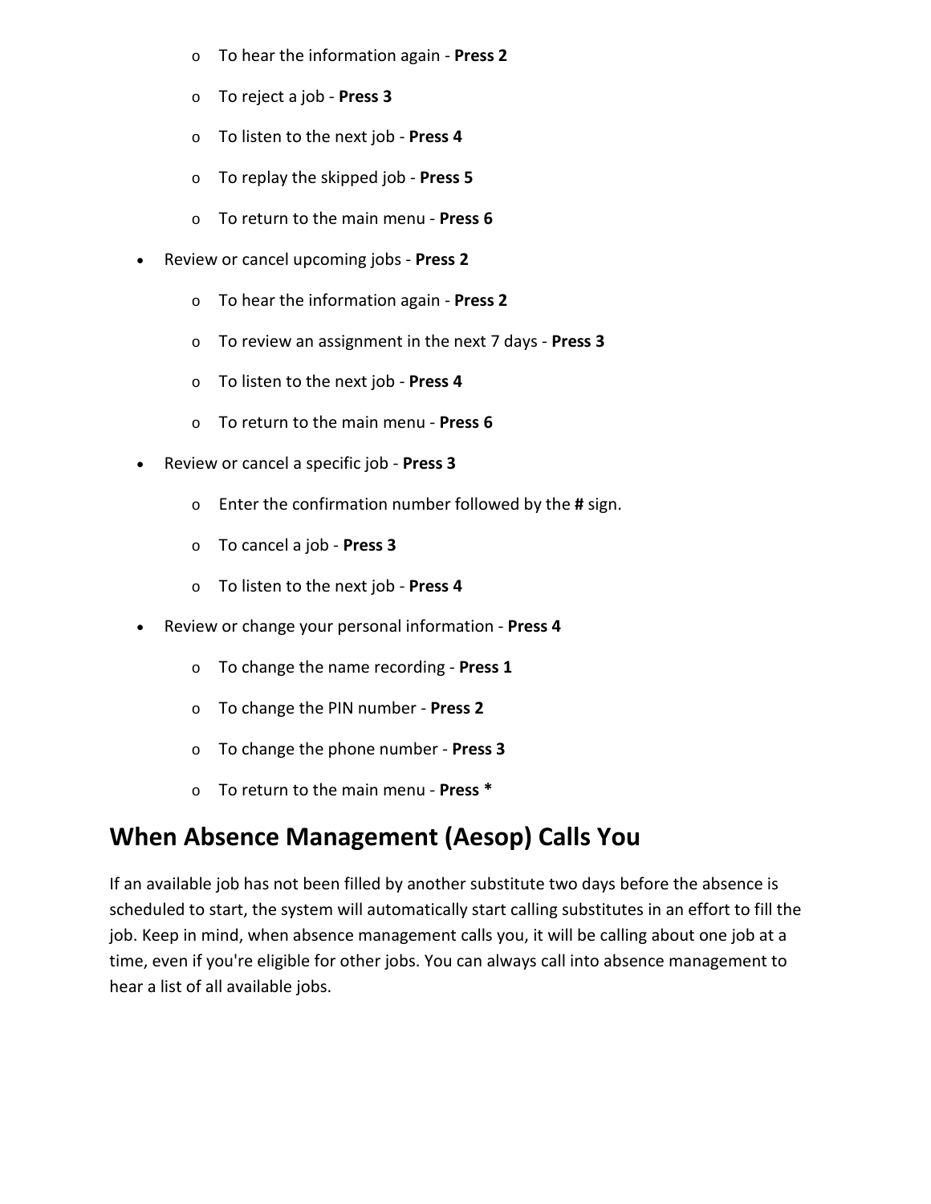- To hear the information again - **Press 2**
  - To reject a job - **Press 3**
  - To listen to the next job - **Press 4**
  - To replay the skipped job - **Press 5**
  - To return to the main menu - **Press 6**
- Review or cancel upcoming jobs - **Press 2**
  - To hear the information again - **Press 2**
  - To review an assignment in the next 7 days - **Press 3**
  - To listen to the next job - **Press 4**
  - To return to the main menu - **Press 6**
- Review or cancel a specific job - **Press 3**
  - Enter the confirmation number followed by the **#** sign.
  - To cancel a job - **Press 3**
  - To listen to the next job - **Press 4**
- Review or change your personal information - **Press 4**
  - To change the name recording - **Press 1**
  - To change the PIN number - **Press 2**
  - To change the phone number - **Press 3**
  - To return to the main menu - **Press ***

## When Absence Management (Aesop) Calls You

If an available job has not been filled by another substitute two days before the absence is scheduled to start, the system will automatically start calling substitutes in an effort to fill the job. Keep in mind, when absence management calls you, it will be calling about one job at a time, even if you're eligible for other jobs. You can always call into absence management to hear a list of all available jobs.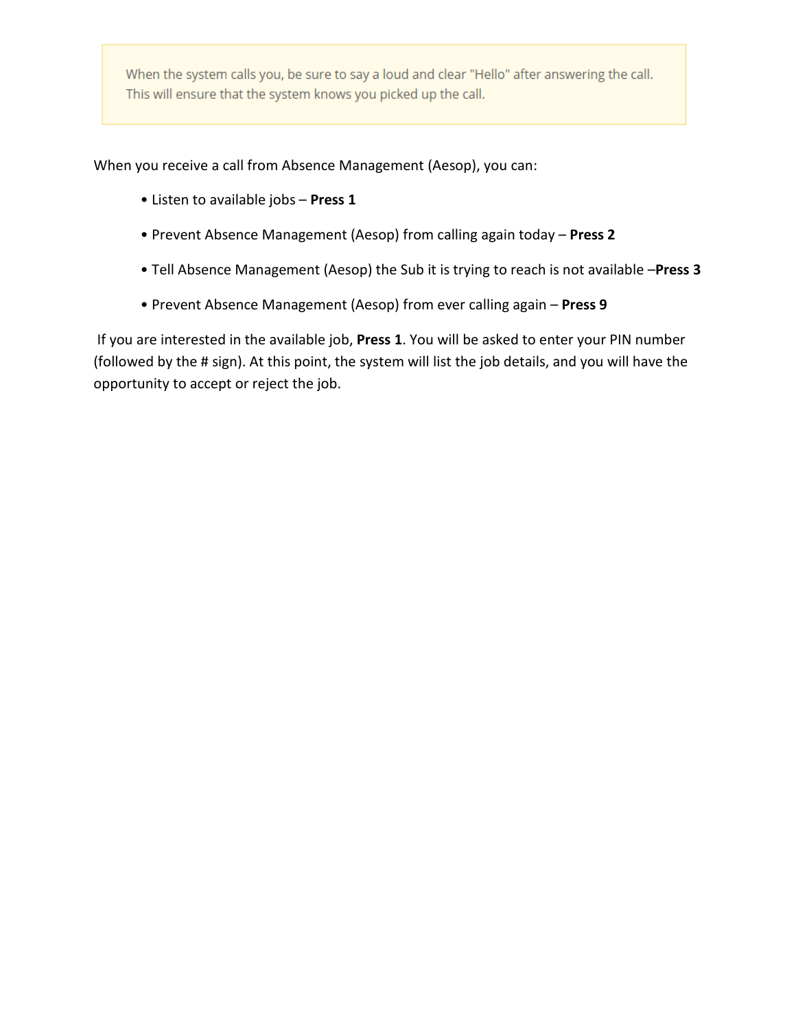> When the system calls you, be sure to say a loud and clear "Hello" after answering the call. This will ensure that the system knows you picked up the call.

When you receive a call from Absence Management (Aesop), you can:

- Listen to available jobs – **Press 1**
- Prevent Absence Management (Aesop) from calling again today – **Press 2**
- Tell Absence Management (Aesop) the Sub it is trying to reach is not available –**Press 3**
- Prevent Absence Management (Aesop) from ever calling again – **Press 9**

If you are interested in the available job, **Press 1**. You will be asked to enter your PIN number (followed by the # sign). At this point, the system will list the job details, and you will have the opportunity to accept or reject the job.